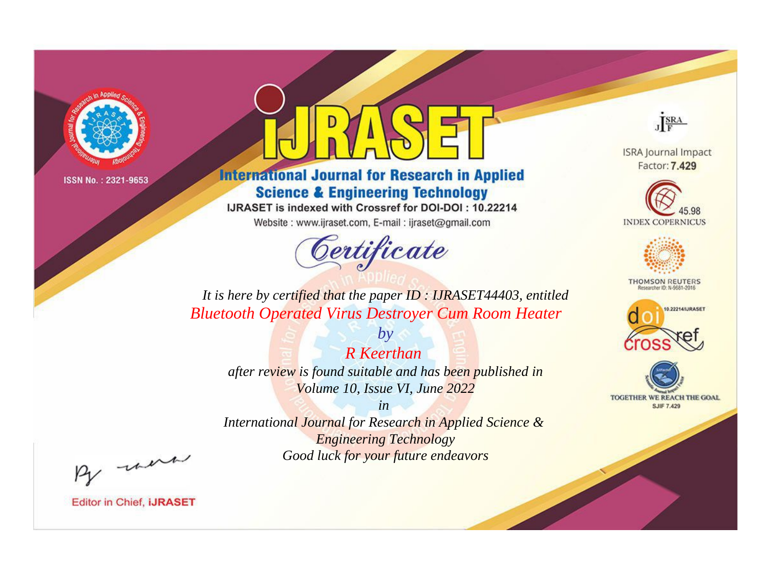ISSN No. : 2321-9653

# IJRASET

## International Journal for Research in Applied Science & Engineering Technology

IJRASET is indexed with Crossref for DOI-DOI : 10.22214

Website : www.ijraset.com, E-mail : ijraset@gmail.com

ISRA Journal Impact Factor: **7.429**

45.98 INDEX COPERNICUS

THOMSON REUTERS Researcher ID: N-9681-2016

10.22214/IJRASET

TOGETHER WE REACH THE GOAL SJIF 7.429

# *Certificate*

*It is here by certified that the paper ID : IJRASET44403, entitled*

*Bluetooth Operated Virus Destroyer Cum Room Heater*

*by*

*R Keerthan*

*after review is found suitable and has been published in*

*Volume 10, Issue VI, June 2022*

*in*

*International Journal for Research in Applied Science & Engineering Technology*

*Good luck for your future endeavors*

Editor in Chief, **iJRASET**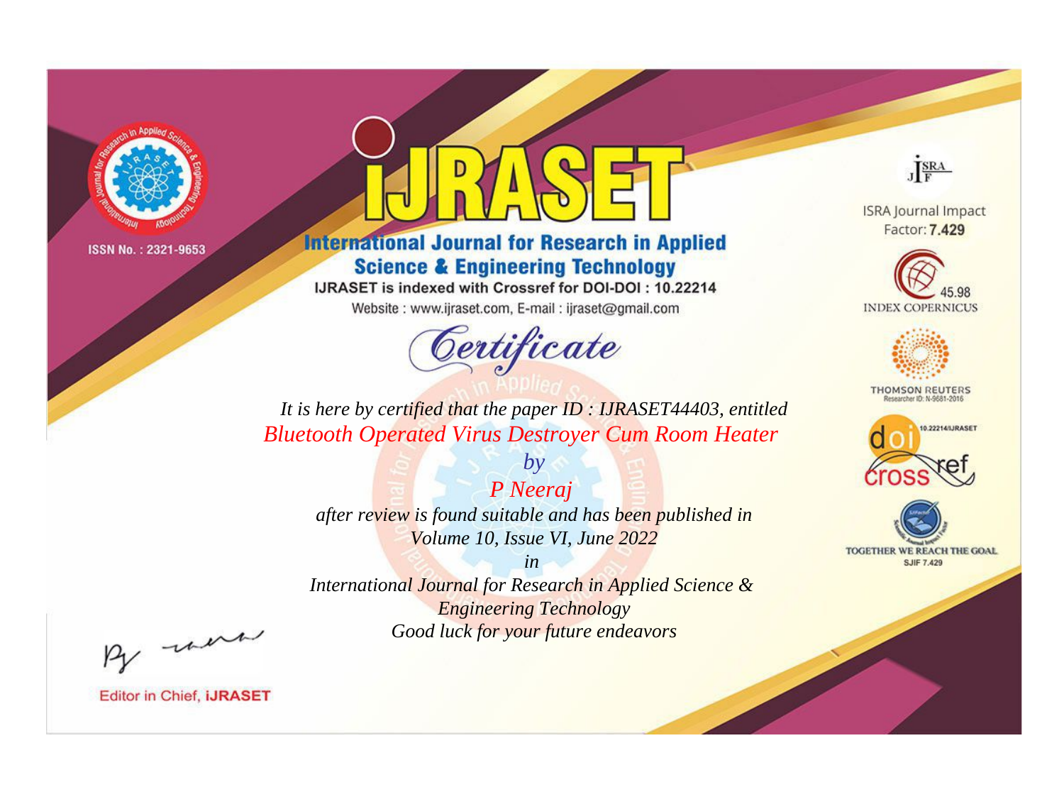ISSN No. : 2321-9653

# iJRASET

## International Journal for Research in Applied Science & Engineering Technology

IJRASET is indexed with Crossref for DOI-DOI : 10.22214

Website : www.ijraset.com, E-mail : ijraset@gmail.com

ISRA Journal Impact Factor: **7.429**

45.98 INDEX COPERNICUS

THOMSON REUTERS Researcher ID: N-9681-2016

10.22214/IJRASET

TOGETHER WE REACH THE GOAL SJIF 7.429

# *Certificate*

*It is here by certified that the paper ID : IJRASET44403, entitled*

*Bluetooth Operated Virus Destroyer Cum Room Heater*

*by*

*P Neeraj*

*after review is found suitable and has been published in*

*Volume 10, Issue VI, June 2022*

*in*

*International Journal for Research in Applied Science & Engineering Technology*

*Good luck for your future endeavors*

Editor in Chief, **iJRASET**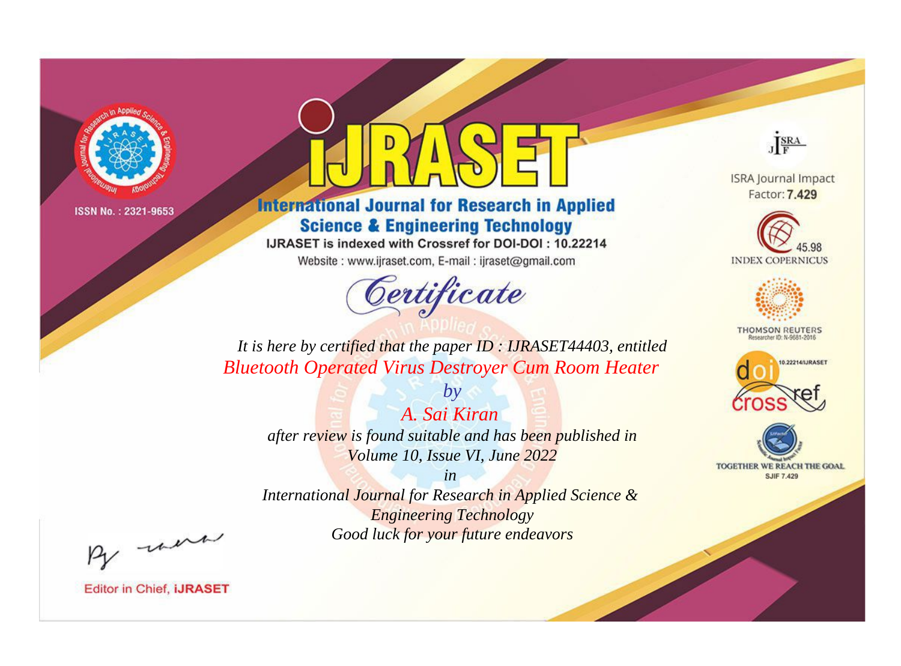ISSN No. : 2321-9653

# iJRASET

## International Journal for Research in Applied Science & Engineering Technology

IJRASET is indexed with Crossref for DOI-DOI : 10.22214

Website : www.ijraset.com, E-mail : ijraset@gmail.com

ISRA Journal Impact Factor: **7.429**

45.98 INDEX COPERNICUS

THOMSON REUTERS Researcher ID: N-9681-2016

10.22214/IJRASET

TOGETHER WE REACH THE GOAL SJIF 7.429

*Certificate*

*It is here by certified that the paper ID : IJRASET44403, entitled*

*Bluetooth Operated Virus Destroyer Cum Room Heater*

*by*

*A. Sai Kiran*

*after review is found suitable and has been published in*

*Volume 10, Issue VI, June 2022*

*in*

*International Journal for Research in Applied Science & Engineering Technology*

*Good luck for your future endeavors*

Editor in Chief, **iJRASET**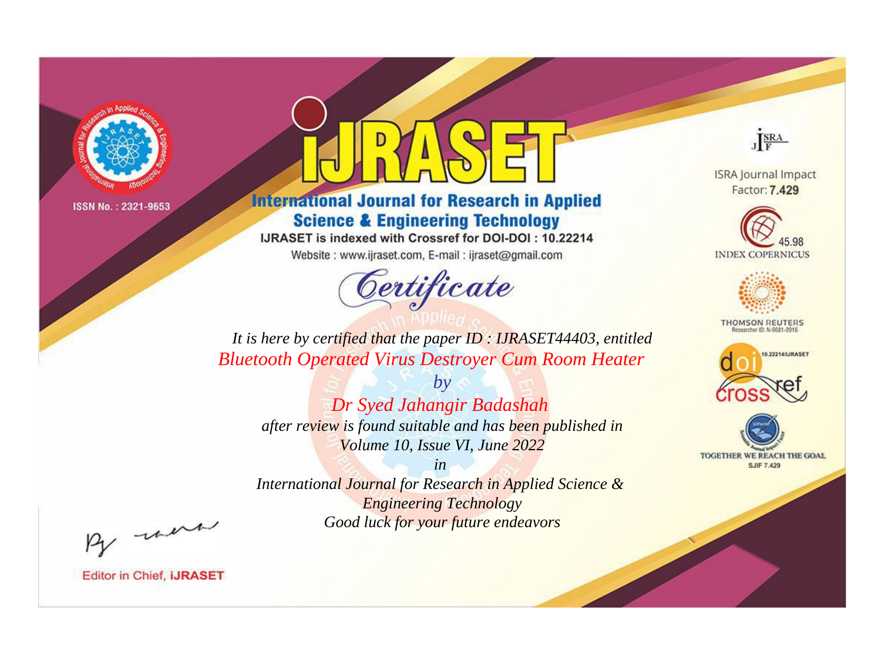ISSN No. : 2321-9653

# iJRASET

## International Journal for Research in Applied Science & Engineering Technology

IJRASET is indexed with Crossref for DOI-DOI : 10.22214

Website : www.ijraset.com, E-mail : ijraset@gmail.com

ISRA Journal Impact Factor: **7.429**

45.98 INDEX COPERNICUS

THOMSON REUTERS Researcher ID: N-9681-2016

10.22214/IJRASET

TOGETHER WE REACH THE GOAL SJIF 7.429

*Certificate*

*It is here by certified that the paper ID : IJRASET44403, entitled*

*Bluetooth Operated Virus Destroyer Cum Room Heater*

*by*

*Dr Syed Jahangir Badashah*

*after review is found suitable and has been published in*

*Volume 10, Issue VI, June 2022*

*in*

*International Journal for Research in Applied Science & Engineering Technology*

*Good luck for your future endeavors*

Editor in Chief, **iJRASET**